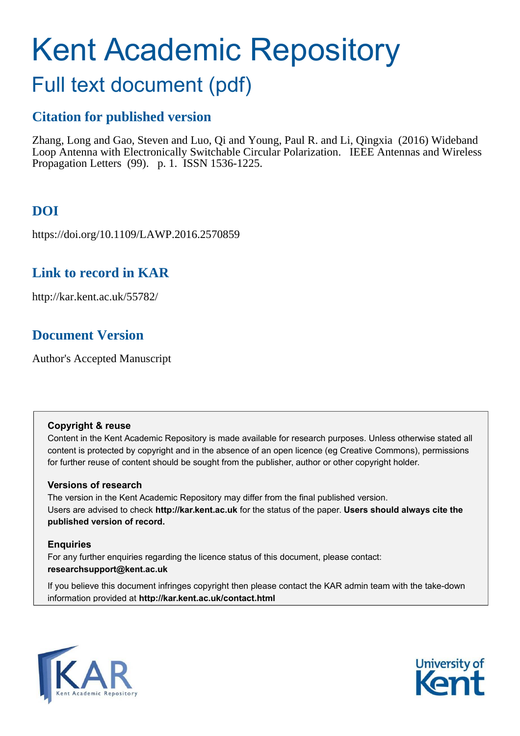# Kent Academic Repository

## Full text document (pdf)

### Citation for published version

Zhang, Long and Gao, Steven and Luo, Qi and Young, Paul R. and Li, Qingxia (2016) Wideband Loop Antenna with Electronically Switchable Circular Polarization. IEEE Antennas and Wireless Propagation Letters (99). p. 1. ISSN 1536-1225.

### DOI

https://doi.org/10.1109/LAWP.2016.2570859

### Link to record in KAR

http://kar.kent.ac.uk/55782/

### Document Version

Author's Accepted Manuscript

**Copyright & reuse**

Content in the Kent Academic Repository is made available for research purposes. Unless otherwise stated all content is protected by copyright and in the absence of an open licence (eg Creative Commons), permissions for further reuse of content should be sought from the publisher, author or other copyright holder.

**Versions of research**

The version in the Kent Academic Repository may differ from the final published version. Users are advised to check **http://kar.kent.ac.uk** for the status of the paper. **Users should always cite the published version of record.**

**Enquiries**

For any further enquiries regarding the licence status of this document, please contact: **researchsupport@kent.ac.uk**

If you believe this document infringes copyright then please contact the KAR admin team with the take-down information provided at **http://kar.kent.ac.uk/contact.html**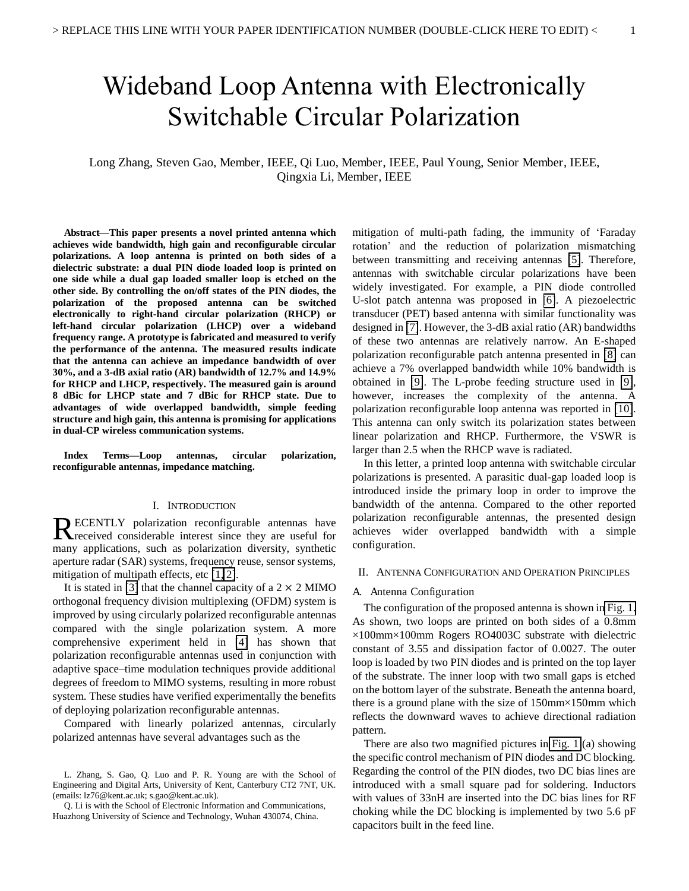# Wideband Loop Antenna with Electronically Switchable Circular Polarization

Long Zhang, Steven Gao, Member, IEEE, Qi Luo, Member, IEEE, Paul Young, Senior Member, IEEE, Qingxia Li, Member, IEEE

***Abstract*—This paper presents a novel printed antenna which achieves wide bandwidth, high gain and reconfigurable circular polarizations. A loop antenna is printed on both sides of a dielectric substrate: a dual PIN diode loaded loop is printed on one side while a dual gap loaded smaller loop is etched on the other side. By controlling the on/off states of the PIN diodes, the polarization of the proposed antenna can be switched electronically to right-hand circular polarization (RHCP) or left-hand circular polarization (LHCP) over a wideband frequency range. A prototype is fabricated and measured to verify the performance of the antenna. The measured results indicate that the antenna can achieve an impedance bandwidth of over 30%, and a 3-dB axial ratio (AR) bandwidth of 12.7% and 14.9% for RHCP and LHCP, respectively. The measured gain is around 8 dBic for LHCP state and 7 dBic for RHCP state. Due to advantages of wide overlapped bandwidth, simple feeding structure and high gain, this antenna is promising for applications in dual-CP wireless communication systems.**

***Index Terms*—Loop antennas, circular polarization, reconfigurable antennas, impedance matching.**

## I. Introduction

RECENTLY polarization reconfigurable antennas have received considerable interest since they are useful for many applications, such as polarization diversity, synthetic aperture radar (SAR) systems, frequency reuse, sensor systems, mitigation of multipath effects, etc [1, 2].

It is stated in [3] that the channel capacity of a $2 \times 2$ MIMO orthogonal frequency division multiplexing (OFDM) system is improved by using circularly polarized reconfigurable antennas compared with the single polarization system. A more comprehensive experiment held in [4] has shown that polarization reconfigurable antennas used in conjunction with adaptive space–time modulation techniques provide additional degrees of freedom to MIMO systems, resulting in more robust system. These studies have verified experimentally the benefits of deploying polarization reconfigurable antennas.

Compared with linearly polarized antennas, circularly polarized antennas have several advantages such as the mitigation of multi-path fading, the immunity of 'Faraday rotation' and the reduction of polarization mismatching between transmitting and receiving antennas [5]. Therefore, antennas with switchable circular polarizations have been widely investigated. For example, a PIN diode controlled U-slot patch antenna was proposed in [6]. A piezoelectric transducer (PET) based antenna with similar functionality was designed in [7]. However, the 3-dB axial ratio (AR) bandwidths of these two antennas are relatively narrow. An E-shaped polarization reconfigurable patch antenna presented in [8] can achieve a 7% overlapped bandwidth while 10% bandwidth is obtained in [9]. The L-probe feeding structure used in [9], however, increases the complexity of the antenna. A polarization reconfigurable loop antenna was reported in [10]. This antenna can only switch its polarization states between linear polarization and RHCP. Furthermore, the VSWR is larger than 2.5 when the RHCP wave is radiated.

In this letter, a printed loop antenna with switchable circular polarizations is presented. A parasitic dual-gap loaded loop is introduced inside the primary loop in order to improve the bandwidth of the antenna. Compared to the other reported polarization reconfigurable antennas, the presented design achieves wider overlapped bandwidth with a simple configuration.

L. Zhang, S. Gao, Q. Luo and P. R. Young are with the School of Engineering and Digital Arts, University of Kent, Canterbury CT2 7NT, UK. (emails: lz76@kent.ac.uk; s.gao@kent.ac.uk).

Q. Li is with the School of Electronic Information and Communications, Huazhong University of Science and Technology, Wuhan 430074, China.

## II. Antenna Configuration and Operation Principles

### A. Antenna Configuration

The configuration of the proposed antenna is shown in Fig. 1. As shown, two loops are printed on both sides of a 0.8mm ×100mm×100mm Rogers RO4003C substrate with dielectric constant of 3.55 and dissipation factor of 0.0027. The outer loop is loaded by two PIN diodes and is printed on the top layer of the substrate. The inner loop with two small gaps is etched on the bottom layer of the substrate. Beneath the antenna board, there is a ground plane with the size of 150mm×150mm which reflects the downward waves to achieve directional radiation pattern.

There are also two magnified pictures in Fig. 1 (a) showing the specific control mechanism of PIN diodes and DC blocking. Regarding the control of the PIN diodes, two DC bias lines are introduced with a small square pad for soldering. Inductors with values of 33nH are inserted into the DC bias lines for RF choking while the DC blocking is implemented by two 5.6 pF capacitors built in the feed line.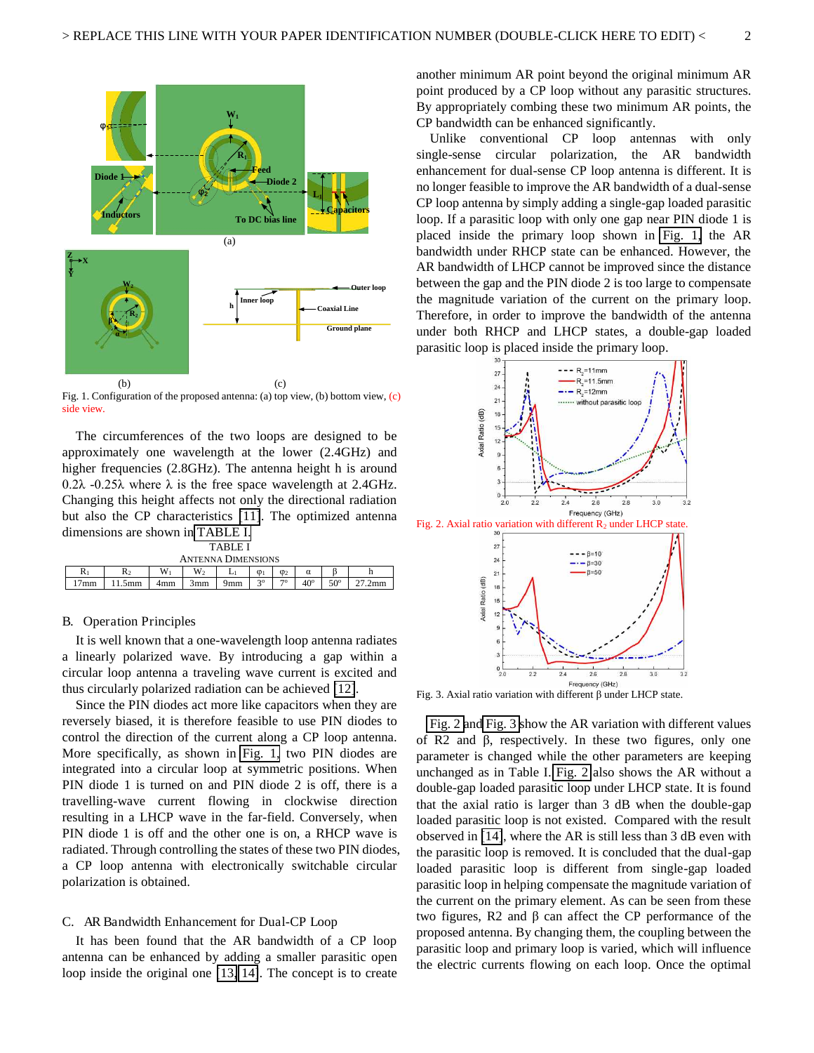Fig. 1. Configuration of the proposed antenna: (a) top view, (b) bottom view, (c) side view.

The circumferences of the two loops are designed to be approximately one wavelength at the lower (2.4GHz) and higher frequencies (2.8GHz). The antenna height h is around 0.2λ -0.25λ where λ is the free space wavelength at 2.4GHz. Changing this height affects not only the directional radiation but also the CP characteristics [11]. The optimized antenna dimensions are shown in TABLE I.

TABLE I
ANTENNA DIMENSIONS

| $R_1$ | $R_2$ | $W_1$ | $W_2$ | $L_1$ | $\varphi_1$ | $\varphi_2$ | α | β | h |
|---|---|---|---|---|---|---|---|---|---|
| 17mm | 11.5mm | 4mm | 3mm | 9mm | 3º | 7º | 40º | 50º | 27.2mm |

## B. Operation Principles

It is well known that a one-wavelength loop antenna radiates a linearly polarized wave. By introducing a gap within a circular loop antenna a traveling wave current is excited and thus circularly polarized radiation can be achieved [12].

Since the PIN diodes act more like capacitors when they are reversely biased, it is therefore feasible to use PIN diodes to control the direction of the current along a CP loop antenna. More specifically, as shown in Fig. 1, two PIN diodes are integrated into a circular loop at symmetric positions. When PIN diode 1 is turned on and PIN diode 2 is off, there is a travelling-wave current flowing in clockwise direction resulting in a LHCP wave in the far-field. Conversely, when PIN diode 1 is off and the other one is on, a RHCP wave is radiated. Through controlling the states of these two PIN diodes, a CP loop antenna with electronically switchable circular polarization is obtained.

## C. AR Bandwidth Enhancement for Dual-CP Loop

It has been found that the AR bandwidth of a CP loop antenna can be enhanced by adding a smaller parasitic open loop inside the original one [13, 14]. The concept is to create another minimum AR point beyond the original minimum AR point produced by a CP loop without any parasitic structures. By appropriately combining these two minimum AR points, the CP bandwidth can be enhanced significantly.

Unlike conventional CP loop antennas with only single-sense circular polarization, the AR bandwidth enhancement for dual-sense CP loop antenna is different. It is no longer feasible to improve the AR bandwidth of a dual-sense CP loop antenna by simply adding a single-gap loaded parasitic loop. If a parasitic loop with only one gap near PIN diode 1 is placed inside the primary loop shown in Fig. 1, the AR bandwidth under RHCP state can be enhanced. However, the AR bandwidth of LHCP cannot be improved since the distance between the gap and the PIN diode 2 is too large to compensate the magnitude variation of the current on the primary loop. Therefore, in order to improve the bandwidth of the antenna under both RHCP and LHCP states, a double-gap loaded parasitic loop is placed inside the primary loop.

Fig. 2. Axial ratio variation with different $R_2$ under LHCP state.

Fig. 3. Axial ratio variation with different β under LHCP state.

Fig. 2 and Fig. 3 show the AR variation with different values of R2 and β, respectively. In these two figures, only one parameter is changed while the other parameters are keeping unchanged as in Table I. Fig. 2 also shows the AR without a double-gap loaded parasitic loop under LHCP state. It is found that the axial ratio is larger than 3 dB when the double-gap loaded parasitic loop is not existed. Compared with the result observed in [14], where the AR is still less than 3 dB even with the parasitic loop is removed. It is concluded that the dual-gap loaded parasitic loop is different from single-gap loaded parasitic loop in helping compensate the magnitude variation of the current on the primary element. As can be seen from these two figures, R2 and β can affect the CP performance of the proposed antenna. By changing them, the coupling between the parasitic loop and primary loop is varied, which will influence the electric currents flowing on each loop. Once the optimal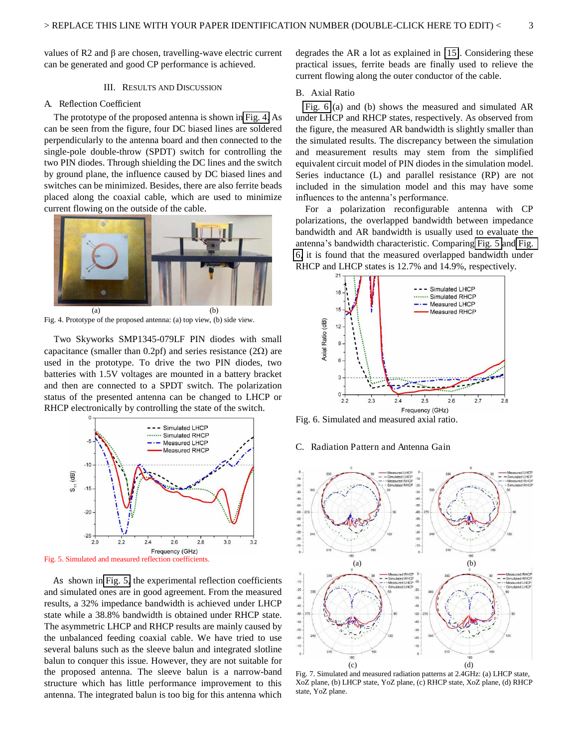values of R2 and β are chosen, travelling-wave electric current can be generated and good CP performance is achieved.

## III. Results and Discussion

### A. Reflection Coefficient

The prototype of the proposed antenna is shown in Fig. 4. As can be seen from the figure, four DC biased lines are soldered perpendicularly to the antenna board and then connected to the single-pole double-throw (SPDT) switch for controlling the two PIN diodes. Through shielding the DC lines and the switch by ground plane, the influence caused by DC biased lines and switches can be minimized. Besides, there are also ferrite beads placed along the coaxial cable, which are used to minimize current flowing on the outside of the cable.

Fig. 4. Prototype of the proposed antenna: (a) top view, (b) side view.

Two Skyworks SMP1345-079LF PIN diodes with small capacitance (smaller than 0.2pf) and series resistance (2Ω) are used in the prototype. To drive the two PIN diodes, two batteries with 1.5V voltages are mounted in a battery bracket and then are connected to a SPDT switch. The polarization status of the presented antenna can be changed to LHCP or RHCP electronically by controlling the state of the switch.

Fig. 5. Simulated and measured reflection coefficients.

As shown in Fig. 5, the experimental reflection coefficients and simulated ones are in good agreement. From the measured results, a 32% impedance bandwidth is achieved under LHCP state while a 38.8% bandwidth is obtained under RHCP state. The asymmetric LHCP and RHCP results are mainly caused by the unbalanced feeding coaxial cable. We have tried to use several baluns such as the sleeve balun and integrated slotline balun to conquer this issue. However, they are not suitable for the proposed antenna. The sleeve balun is a narrow-band structure which has little performance improvement to this antenna. The integrated balun is too big for this antenna which degrades the AR a lot as explained in [15]. Considering these practical issues, ferrite beads are finally used to relieve the current flowing along the outer conductor of the cable.

### B. Axial Ratio

Fig. 6 (a) and (b) shows the measured and simulated AR under LHCP and RHCP states, respectively. As observed from the figure, the measured AR bandwidth is slightly smaller than the simulated results. The discrepancy between the simulation and measurement results may stem from the simplified equivalent circuit model of PIN diodes in the simulation model. Series inductance (L) and parallel resistance (RP) are not included in the simulation model and this may have some influences to the antenna's performance.

For a polarization reconfigurable antenna with CP polarizations, the overlapped bandwidth between impedance bandwidth and AR bandwidth is usually used to evaluate the antenna's bandwidth characteristic. Comparing Fig. 5 and Fig. 6, it is found that the measured overlapped bandwidth under RHCP and LHCP states is 12.7% and 14.9%, respectively.

Fig. 6. Simulated and measured axial ratio.

### C. Radiation Pattern and Antenna Gain

Fig. 7. Simulated and measured radiation patterns at 2.4GHz: (a) LHCP state, XoZ plane, (b) LHCP state, YoZ plane, (c) RHCP state, XoZ plane, (d) RHCP state, YoZ plane.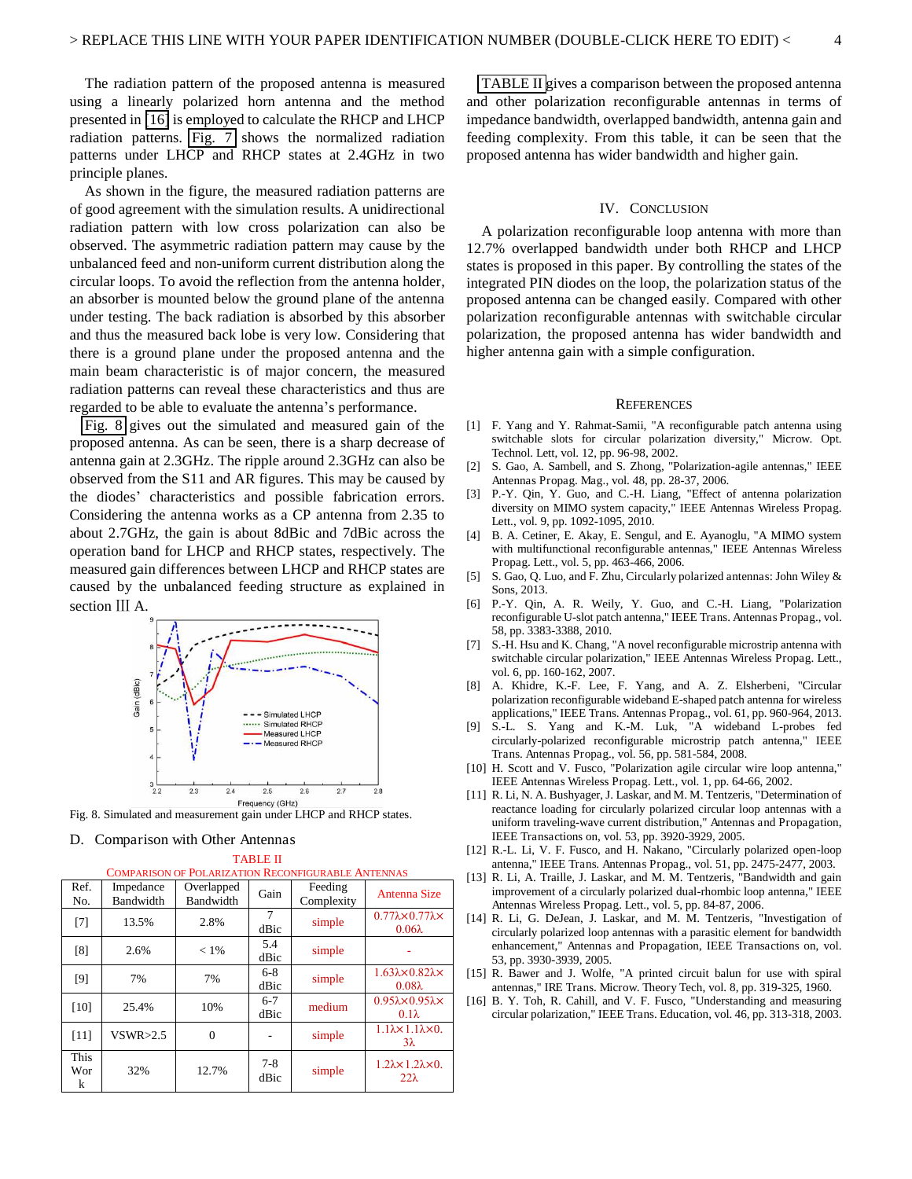The radiation pattern of the proposed antenna is measured using a linearly polarized horn antenna and the method presented in [16] is employed to calculate the RHCP and LHCP radiation patterns. Fig. 7 shows the normalized radiation patterns under LHCP and RHCP states at 2.4GHz in two principle planes.

As shown in the figure, the measured radiation patterns are of good agreement with the simulation results. A unidirectional radiation pattern with low cross polarization can also be observed. The asymmetric radiation pattern may cause by the unbalanced feed and non-uniform current distribution along the circular loops. To avoid the reflection from the antenna holder, an absorber is mounted below the ground plane of the antenna under testing. The back radiation is absorbed by this absorber and thus the measured back lobe is very low. Considering that there is a ground plane under the proposed antenna and the main beam characteristic is of major concern, the measured radiation patterns can reveal these characteristics and thus are regarded to be able to evaluate the antenna's performance.

Fig. 8 gives out the simulated and measured gain of the proposed antenna. As can be seen, there is a sharp decrease of antenna gain at 2.3GHz. The ripple around 2.3GHz can also be observed from the S11 and AR figures. This may be caused by the diodes' characteristics and possible fabrication errors. Considering the antenna works as a CP antenna from 2.35 to about 2.7GHz, the gain is about 8dBic and 7dBic across the operation band for LHCP and RHCP states, respectively. The measured gain differences between LHCP and RHCP states are caused by the unbalanced feeding structure as explained in section III A.

Gain (dBic)
9
8
7
6
5
4
3
2.2
2.3
2.4
2.5
2.6
2.7
2.8
Frequency (GHz)
Simulated LHCP
Simulated RHCP
Measured LHCP
Measured RHCP

Fig. 8. Simulated and measurement gain under LHCP and RHCP states.

## D. Comparison with Other Antennas

TABLE II
COMPARISON OF POLARIZATION RECONFIGURABLE ANTENNAS

| Ref. No. | Impedance Bandwidth | Overlapped Bandwidth | Gain | Feeding Complexity | Antenna Size |
|---|---|---|---|---|---|
| [7] | 13.5% | 2.8% | 7 dBic | simple | 0.77λ×0.77λ×0.06λ |
| [8] | 2.6% | < 1% | 5.4 dBic | simple | - |
| [9] | 7% | 7% | 6-8 dBic | simple | 1.63λ×0.82λ×0.08λ |
| [10] | 25.4% | 10% | 6-7 dBic | medium | 0.95λ×0.95λ×0.1λ |
| [11] | VSWR>2.5 | 0 | - | simple | 1.1λ×1.1λ×0.3λ |
| This Work | 32% | 12.7% | 7-8 dBic | simple | 1.2λ×1.2λ×0.22λ |

TABLE II gives a comparison between the proposed antenna and other polarization reconfigurable antennas in terms of impedance bandwidth, overlapped bandwidth, antenna gain and feeding complexity. From this table, it can be seen that the proposed antenna has wider bandwidth and higher gain.

## IV. Conclusion

A polarization reconfigurable loop antenna with more than 12.7% overlapped bandwidth under both RHCP and LHCP states is proposed in this paper. By controlling the states of the integrated PIN diodes on the loop, the polarization status of the proposed antenna can be changed easily. Compared with other polarization reconfigurable antennas with switchable circular polarization, the proposed antenna has wider bandwidth and higher antenna gain with a simple configuration.

## References

[1] F. Yang and Y. Rahmat-Samii, "A reconfigurable patch antenna using switchable slots for circular polarization diversity," Microw. Opt. Technol. Lett, vol. 12, pp. 96-98, 2002.

[2] S. Gao, A. Sambell, and S. Zhong, "Polarization-agile antennas," IEEE Antennas Propag. Mag., vol. 48, pp. 28-37, 2006.

[3] P.-Y. Qin, Y. Guo, and C.-H. Liang, "Effect of antenna polarization diversity on MIMO system capacity," IEEE Antennas Wireless Propag. Lett., vol. 9, pp. 1092-1095, 2010.

[4] B. A. Cetiner, E. Akay, E. Sengul, and E. Ayanoglu, "A MIMO system with multifunctional reconfigurable antennas," IEEE Antennas Wireless Propag. Lett., vol. 5, pp. 463-466, 2006.

[5] S. Gao, Q. Luo, and F. Zhu, Circularly polarized antennas: John Wiley & Sons, 2013.

[6] P.-Y. Qin, A. R. Weily, Y. Guo, and C.-H. Liang, "Polarization reconfigurable U-slot patch antenna," IEEE Trans. Antennas Propag., vol. 58, pp. 3383-3388, 2010.

[7] S.-H. Hsu and K. Chang, "A novel reconfigurable microstrip antenna with switchable circular polarization," IEEE Antennas Wireless Propag. Lett., vol. 6, pp. 160-162, 2007.

[8] A. Khidre, K.-F. Lee, F. Yang, and A. Z. Elsherbeni, "Circular polarization reconfigurable wideband E-shaped patch antenna for wireless applications," IEEE Trans. Antennas Propag., vol. 61, pp. 960-964, 2013.

[9] S.-L. S. Yang and K.-M. Luk, "A wideband L-probes fed circularly-polarized reconfigurable microstrip patch antenna," IEEE Trans. Antennas Propag., vol. 56, pp. 581-584, 2008.

[10] H. Scott and V. Fusco, "Polarization agile circular wire loop antenna," IEEE Antennas Wireless Propag. Lett., vol. 1, pp. 64-66, 2002.

[11] R. Li, N. A. Bushyager, J. Laskar, and M. M. Tentzeris, "Determination of reactance loading for circularly polarized circular loop antennas with a uniform traveling-wave current distribution," Antennas and Propagation, IEEE Transactions on, vol. 53, pp. 3920-3929, 2005.

[12] R.-L. Li, V. F. Fusco, and H. Nakano, "Circularly polarized open-loop antenna," IEEE Trans. Antennas Propag., vol. 51, pp. 2475-2477, 2003.

[13] R. Li, A. Traille, J. Laskar, and M. M. Tentzeris, "Bandwidth and gain improvement of a circularly polarized dual-rhombic loop antenna," IEEE Antennas Wireless Propag. Lett., vol. 5, pp. 84-87, 2006.

[14] R. Li, G. DeJean, J. Laskar, and M. M. Tentzeris, "Investigation of circularly polarized loop antennas with a parasitic element for bandwidth enhancement," Antennas and Propagation, IEEE Transactions on, vol. 53, pp. 3930-3939, 2005.

[15] R. Bawer and J. Wolfe, "A printed circuit balun for use with spiral antennas," IRE Trans. Microw. Theory Tech, vol. 8, pp. 319-325, 1960.

[16] B. Y. Toh, R. Cahill, and V. F. Fusco, "Understanding and measuring circular polarization," IEEE Trans. Education, vol. 46, pp. 313-318, 2003.